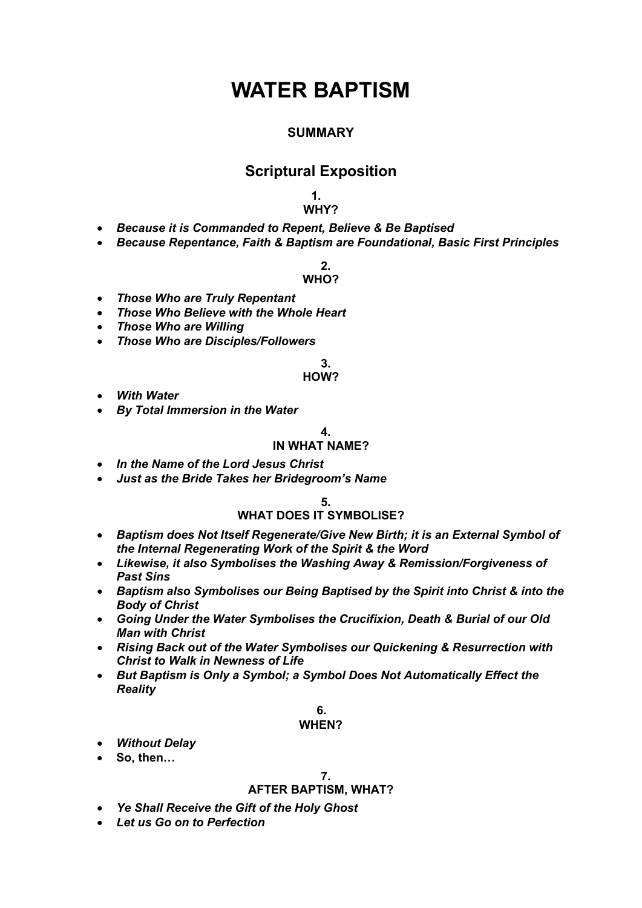# WATER BAPTISM

### SUMMARY

## Scriptural Exposition

**1.**
**WHY?**

- ***Because it is Commanded to Repent, Believe & Be Baptised***
- ***Because Repentance, Faith & Baptism are Foundational, Basic First Principles***

**2.**
**WHO?**

- ***Those Who are Truly Repentant***
- ***Those Who Believe with the Whole Heart***
- ***Those Who are Willing***
- ***Those Who are Disciples/Followers***

**3.**
**HOW?**

- ***With Water***
- ***By Total Immersion in the Water***

**4.**
**IN WHAT NAME?**

- ***In the Name of the Lord Jesus Christ***
- ***Just as the Bride Takes her Bridegroom's Name***

**5.**
**WHAT DOES IT SYMBOLISE?**

- ***Baptism does Not Itself Regenerate/Give New Birth; it is an External Symbol of the Internal Regenerating Work of the Spirit & the Word***
- ***Likewise, it also Symbolises the Washing Away & Remission/Forgiveness of Past Sins***
- ***Baptism also Symbolises our Being Baptised by the Spirit into Christ & into the Body of Christ***
- ***Going Under the Water Symbolises the Crucifixion, Death & Burial of our Old Man with Christ***
- ***Rising Back out of the Water Symbolises our Quickening & Resurrection with Christ to Walk in Newness of Life***
- ***But Baptism is Only a Symbol; a Symbol Does Not Automatically Effect the Reality***

**6.**
**WHEN?**

- ***Without Delay***
- **So, then…**

**7.**
**AFTER BAPTISM, WHAT?**

- ***Ye Shall Receive the Gift of the Holy Ghost***
- ***Let us Go on to Perfection***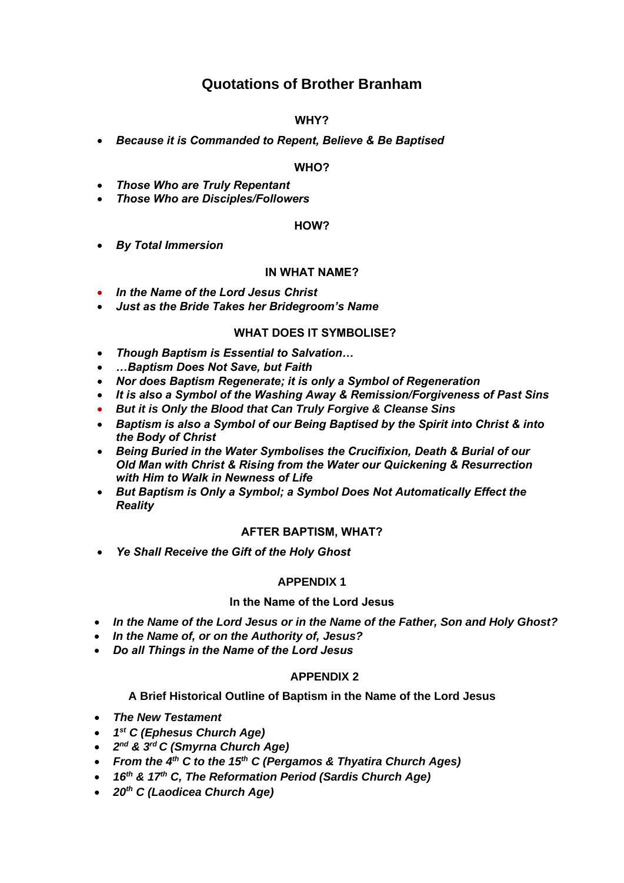# Quotations of Brother Branham

### WHY?

- ***Because it is Commanded to Repent, Believe & Be Baptised***

### WHO?

- ***Those Who are Truly Repentant***
- ***Those Who are Disciples/Followers***

### HOW?

- ***By Total Immersion***

### IN WHAT NAME?

- ***In the Name of the Lord Jesus Christ***
- ***Just as the Bride Takes her Bridegroom's Name***

### WHAT DOES IT SYMBOLISE?

- ***Though Baptism is Essential to Salvation…***
- ***…Baptism Does Not Save, but Faith***
- ***Nor does Baptism Regenerate; it is only a Symbol of Regeneration***
- ***It is also a Symbol of the Washing Away & Remission/Forgiveness of Past Sins***
- ***But it is Only the Blood that Can Truly Forgive & Cleanse Sins***
- ***Baptism is also a Symbol of our Being Baptised by the Spirit into Christ & into the Body of Christ***
- ***Being Buried in the Water Symbolises the Crucifixion, Death & Burial of our Old Man with Christ & Rising from the Water our Quickening & Resurrection with Him to Walk in Newness of Life***
- ***But Baptism is Only a Symbol; a Symbol Does Not Automatically Effect the Reality***

### AFTER BAPTISM, WHAT?

- ***Ye Shall Receive the Gift of the Holy Ghost***

### APPENDIX 1

#### In the Name of the Lord Jesus

- ***In the Name of the Lord Jesus or in the Name of the Father, Son and Holy Ghost?***
- ***In the Name of, or on the Authority of, Jesus?***
- ***Do all Things in the Name of the Lord Jesus***

### APPENDIX 2

#### A Brief Historical Outline of Baptism in the Name of the Lord Jesus

- ***The New Testament***
- ***1st C (Ephesus Church Age)***
- ***2nd & 3rd C (Smyrna Church Age)***
- ***From the 4th C to the 15th C (Pergamos & Thyatira Church Ages)***
- ***16th & 17th C, The Reformation Period (Sardis Church Age)***
- ***20th C (Laodicea Church Age)***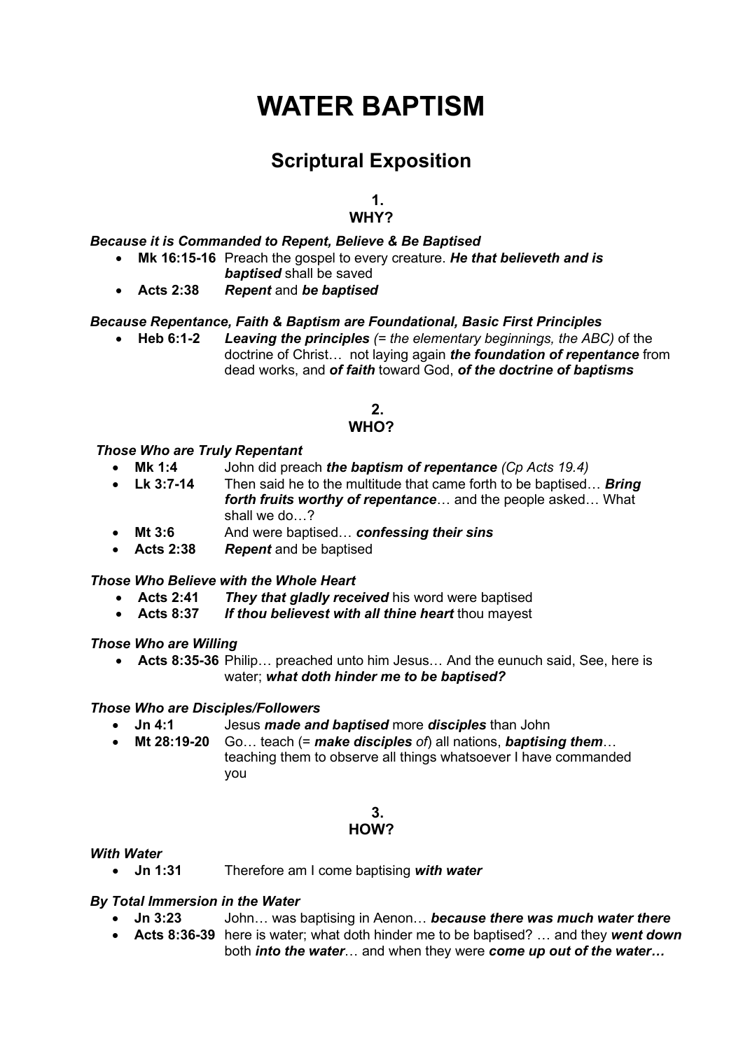# WATER BAPTISM

## Scriptural Exposition

### 1.
### WHY?

***Because it is Commanded to Repent, Believe & Be Baptised***

- **Mk 16:15-16** Preach the gospel to every creature. ***He that believeth and is baptised*** shall be saved
- **Acts 2:38** ***Repent*** and ***be baptised***

***Because Repentance, Faith & Baptism are Foundational, Basic First Principles***

- **Heb 6:1-2** ***Leaving the principles*** *(= the elementary beginnings, the ABC)* of the doctrine of Christ… not laying again ***the foundation of repentance*** from dead works, and ***of faith*** toward God, ***of the doctrine of baptisms***

### 2.
### WHO?

***Those Who are Truly Repentant***

- **Mk 1:4** John did preach ***the baptism of repentance*** *(Cp Acts 19.4)*
- **Lk 3:7-14** Then said he to the multitude that came forth to be baptised… ***Bring forth fruits worthy of repentance***… and the people asked… What shall we do…?
- **Mt 3:6** And were baptised… ***confessing their sins***
- **Acts 2:38** ***Repent*** and be baptised

***Those Who Believe with the Whole Heart***

- **Acts 2:41** ***They that gladly received*** his word were baptised
- **Acts 8:37** ***If thou believest with all thine heart*** thou mayest

***Those Who are Willing***

- **Acts 8:35-36** Philip… preached unto him Jesus… And the eunuch said, See, here is water; ***what doth hinder me to be baptised?***

***Those Who are Disciples/Followers***

- **Jn 4:1** Jesus ***made and baptised*** more ***disciples*** than John
- **Mt 28:19-20** Go… teach (= ***make disciples*** *of*) all nations, ***baptising them***… teaching them to observe all things whatsoever I have commanded you

### 3.
### HOW?

***With Water***

- **Jn 1:31** Therefore am I come baptising ***with water***

***By Total Immersion in the Water***

- **Jn 3:23** John… was baptising in Aenon… ***because there was much water there***
- **Acts 8:36-39** here is water; what doth hinder me to be baptised? … and they ***went down*** both ***into the water***… and when they were ***come up out of the water…***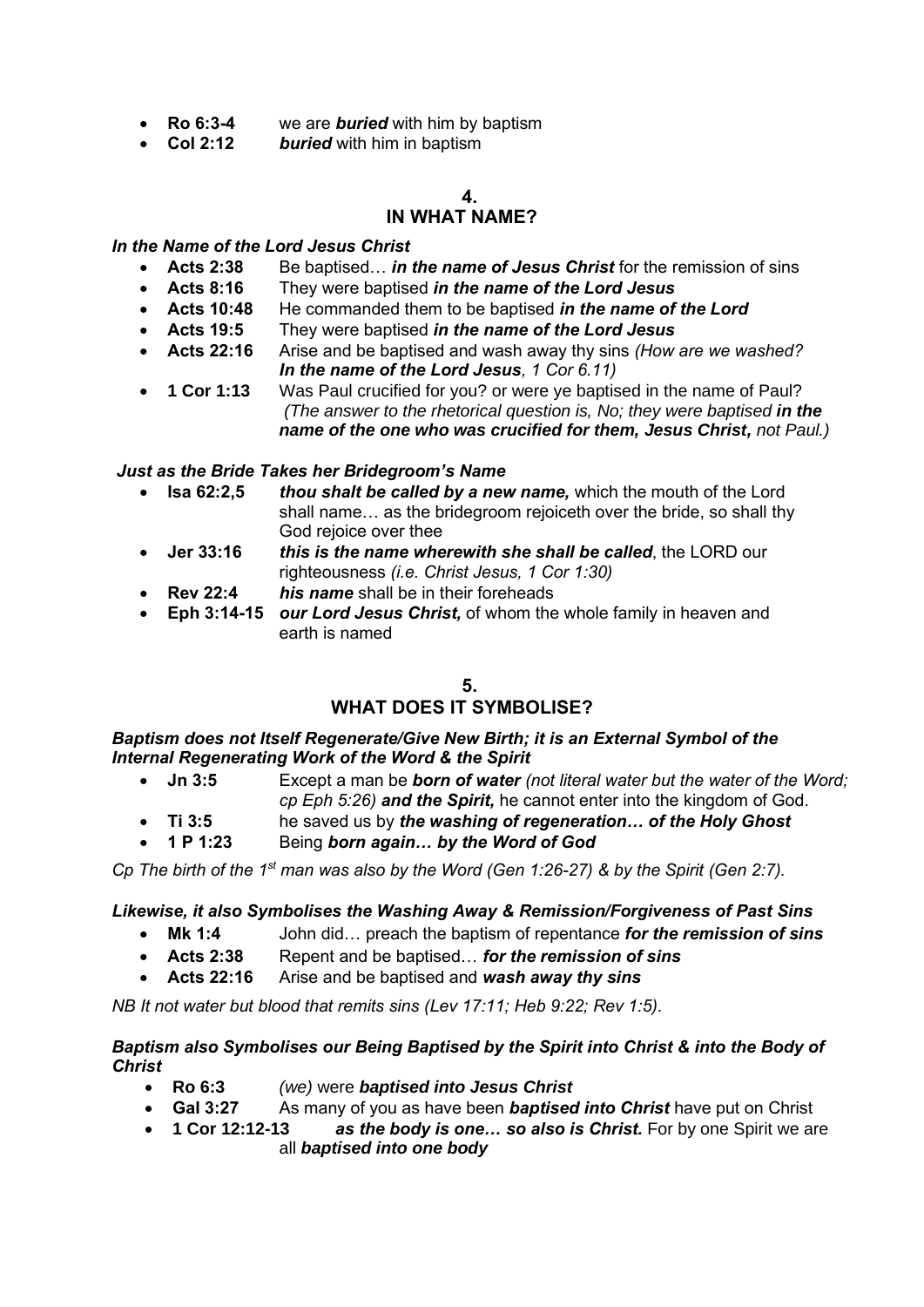- **Ro 6:3-4** we are ***buried*** with him by baptism
- **Col 2:12** ***buried*** with him in baptism

## 4. IN WHAT NAME?

***In the Name of the Lord Jesus Christ***

- **Acts 2:38** Be baptised… ***in the name of Jesus Christ*** for the remission of sins
- **Acts 8:16** They were baptised ***in the name of the Lord Jesus***
- **Acts 10:48** He commanded them to be baptised ***in the name of the Lord***
- **Acts 19:5** They were baptised ***in the name of the Lord Jesus***
- **Acts 22:16** Arise and be baptised and wash away thy sins *(How are we washed?* ***In the name of the Lord Jesus****, 1 Cor 6.11)*
- **1 Cor 1:13** Was Paul crucified for you? or were ye baptised in the name of Paul? *(The answer to the rhetorical question is, No; they were baptised* ***in the name of the one who was crucified for them, Jesus Christ,*** *not Paul.)*

***Just as the Bride Takes her Bridegroom's Name***

- **Isa 62:2,5** ***thou shalt be called by a new name,*** which the mouth of the Lord shall name… as the bridegroom rejoiceth over the bride, so shall thy God rejoice over thee
- **Jer 33:16** ***this is the name wherewith she shall be called***, the LORD our righteousness *(i.e. Christ Jesus, 1 Cor 1:30)*
- **Rev 22:4** ***his name*** shall be in their foreheads
- **Eph 3:14-15** ***our Lord Jesus Christ,*** of whom the whole family in heaven and earth is named

## 5. WHAT DOES IT SYMBOLISE?

***Baptism does not Itself Regenerate/Give New Birth; it is an External Symbol of the Internal Regenerating Work of the Word & the Spirit***

- **Jn 3:5** Except a man be ***born of water*** *(not literal water but the water of the Word; cp Eph 5:26)* ***and the Spirit,*** he cannot enter into the kingdom of God.
- **Ti 3:5** he saved us by ***the washing of regeneration… of the Holy Ghost***
- **1 P 1:23** Being ***born again… by the Word of God***

*Cp The birth of the 1st man was also by the Word (Gen 1:26-27) & by the Spirit (Gen 2:7).*

***Likewise, it also Symbolises the Washing Away & Remission/Forgiveness of Past Sins***

- **Mk 1:4** John did… preach the baptism of repentance ***for the remission of sins***
- **Acts 2:38** Repent and be baptised… ***for the remission of sins***
- **Acts 22:16** Arise and be baptised and ***wash away thy sins***

*NB It not water but blood that remits sins (Lev 17:11; Heb 9:22; Rev 1:5).*

***Baptism also Symbolises our Being Baptised by the Spirit into Christ & into the Body of Christ***

- **Ro 6:3** *(we)* were ***baptised into Jesus Christ***
- **Gal 3:27** As many of you as have been ***baptised into Christ*** have put on Christ
- **1 Cor 12:12-13** ***as the body is one… so also is Christ.*** For by one Spirit we are all ***baptised into one body***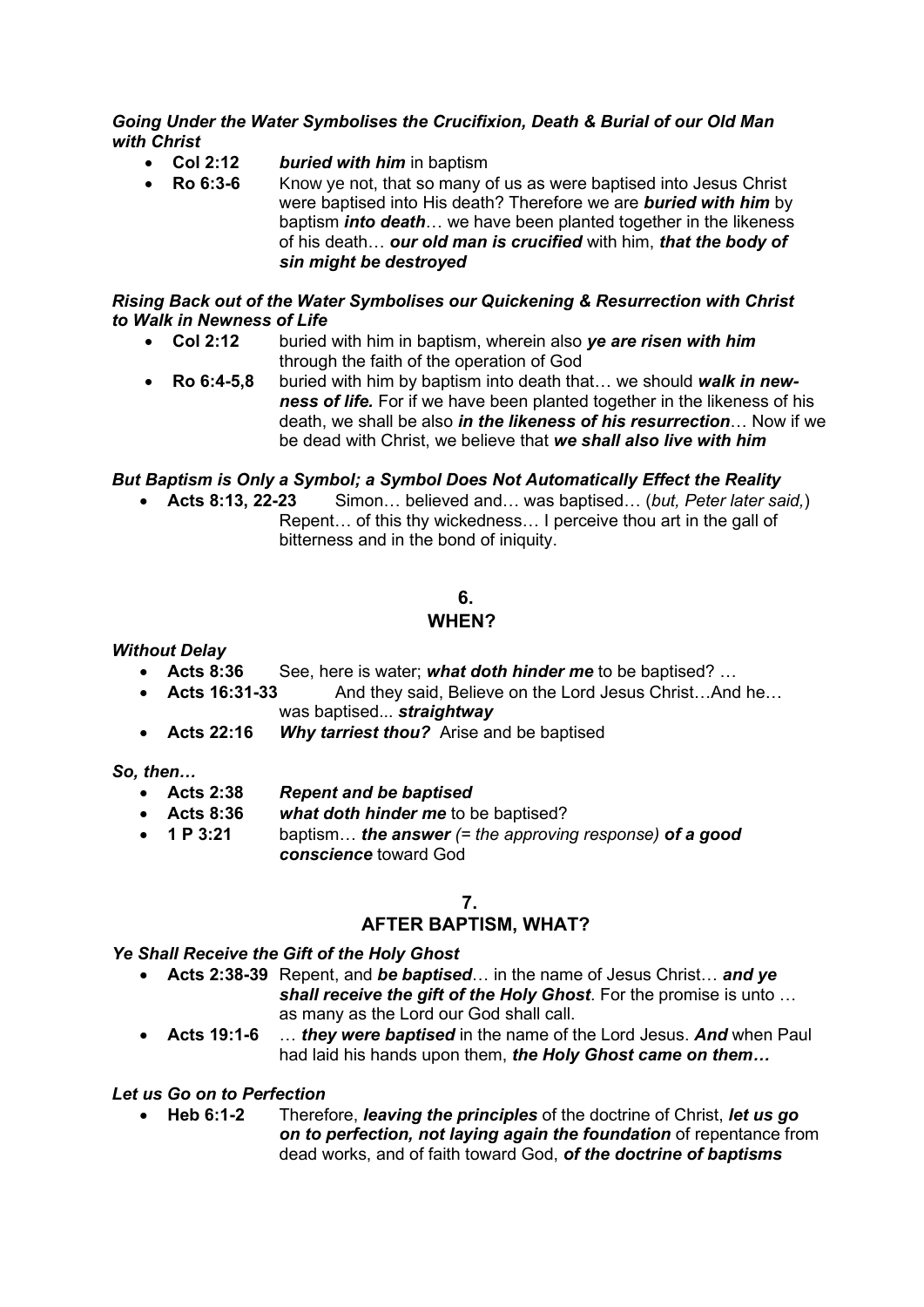***Going Under the Water Symbolises the Crucifixion, Death & Burial of our Old Man with Christ***

- **Col 2:12** ***buried with him*** in baptism
- **Ro 6:3-6** Know ye not, that so many of us as were baptised into Jesus Christ were baptised into His death? Therefore we are ***buried with him*** by baptism ***into death***… we have been planted together in the likeness of his death… ***our old man is crucified*** with him, ***that the body of sin might be destroyed***

***Rising Back out of the Water Symbolises our Quickening & Resurrection with Christ to Walk in Newness of Life***

- **Col 2:12** buried with him in baptism, wherein also ***ye are risen with him*** through the faith of the operation of God
- **Ro 6:4-5,8** buried with him by baptism into death that… we should ***walk in new-ness of life.*** For if we have been planted together in the likeness of his death, we shall be also ***in the likeness of his resurrection***… Now if we be dead with Christ, we believe that ***we shall also live with him***

***But Baptism is Only a Symbol; a Symbol Does Not Automatically Effect the Reality***

- **Acts 8:13, 22-23** Simon… believed and… was baptised… (*but, Peter later said,*) Repent… of this thy wickedness… I perceive thou art in the gall of bitterness and in the bond of iniquity.

## 6. WHEN?

***Without Delay***

- **Acts 8:36** See, here is water; ***what doth hinder me*** to be baptised? …
- **Acts 16:31-33** And they said, Believe on the Lord Jesus Christ…And he… was baptised... ***straightway***
- **Acts 22:16** ***Why tarriest thou?*** Arise and be baptised

***So, then…***

- **Acts 2:38** ***Repent and be baptised***
- **Acts 8:36** ***what doth hinder me*** to be baptised?
- **1 P 3:21** baptism… ***the answer*** *(= the approving response)* ***of a good conscience*** toward God

## 7. AFTER BAPTISM, WHAT?

***Ye Shall Receive the Gift of the Holy Ghost***

- **Acts 2:38-39** Repent, and ***be baptised***… in the name of Jesus Christ… ***and ye shall receive the gift of the Holy Ghost***. For the promise is unto … as many as the Lord our God shall call.
- **Acts 19:1-6** … ***they were baptised*** in the name of the Lord Jesus. ***And*** when Paul had laid his hands upon them, ***the Holy Ghost came on them…***

***Let us Go on to Perfection***

- **Heb 6:1-2** Therefore, ***leaving the principles*** of the doctrine of Christ, ***let us go on to perfection, not laying again the foundation*** of repentance from dead works, and of faith toward God, ***of the doctrine of baptisms***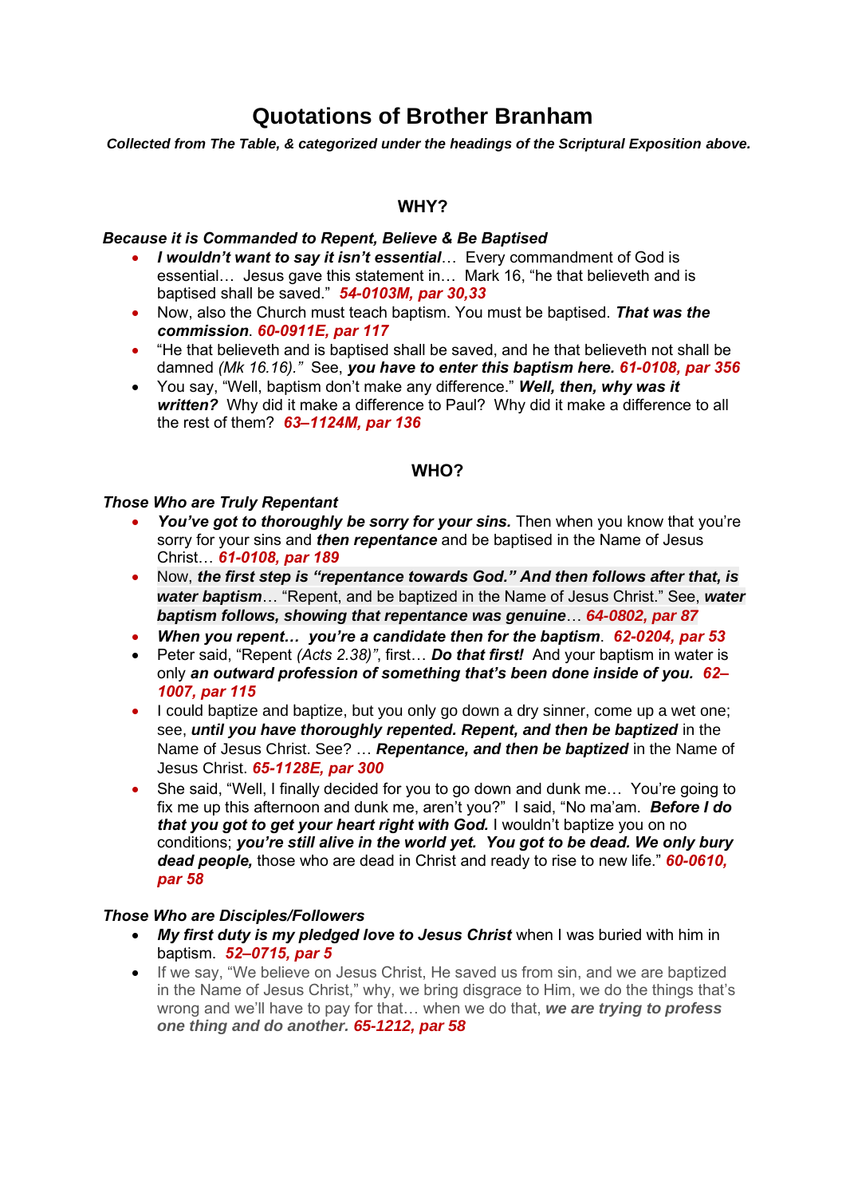# Quotations of Brother Branham

***Collected from The Table, & categorized under the headings of the Scriptural Exposition above.***

## WHY?

### *Because it is Commanded to Repent, Believe & Be Baptised*

- ***I wouldn't want to say it isn't essential***… Every commandment of God is essential… Jesus gave this statement in… Mark 16, "he that believeth and is baptised shall be saved." ***54-0103M, par 30,33***
- Now, also the Church must teach baptism. You must be baptised. ***That was the commission***. ***60-0911E, par 117***
- "He that believeth and is baptised shall be saved, and he that believeth not shall be damned *(Mk 16.16)."* See, ***you have to enter this baptism here. 61-0108, par 356***
- You say, "Well, baptism don't make any difference." ***Well, then, why was it written?*** Why did it make a difference to Paul? Why did it make a difference to all the rest of them? ***63–1124M, par 136***

## WHO?

### *Those Who are Truly Repentant*

- ***You've got to thoroughly be sorry for your sins.*** Then when you know that you're sorry for your sins and ***then repentance*** and be baptised in the Name of Jesus Christ… ***61-0108, par 189***
- Now, ***the first step is "repentance towards God." And then follows after that, is water baptism***… "Repent, and be baptized in the Name of Jesus Christ." See, ***water baptism follows, showing that repentance was genuine***… ***64-0802, par 87***
- ***When you repent… you're a candidate then for the baptism***. ***62-0204, par 53***
- Peter said, "Repent *(Acts 2.38)"*, first… ***Do that first!*** And your baptism in water is only ***an outward profession of something that's been done inside of you. 62–1007, par 115***
- I could baptize and baptize, but you only go down a dry sinner, come up a wet one; see, ***until you have thoroughly repented. Repent, and then be baptized*** in the Name of Jesus Christ. See? … ***Repentance, and then be baptized*** in the Name of Jesus Christ. ***65-1128E, par 300***
- She said, "Well, I finally decided for you to go down and dunk me… You're going to fix me up this afternoon and dunk me, aren't you?" I said, "No ma'am. ***Before I do that you got to get your heart right with God.*** I wouldn't baptize you on no conditions; ***you're still alive in the world yet. You got to be dead. We only bury dead people,*** those who are dead in Christ and ready to rise to new life." ***60-0610, par 58***

### *Those Who are Disciples/Followers*

- ***My first duty is my pledged love to Jesus Christ*** when I was buried with him in baptism. ***52–0715, par 5***
- If we say, "We believe on Jesus Christ, He saved us from sin, and we are baptized in the Name of Jesus Christ," why, we bring disgrace to Him, we do the things that's wrong and we'll have to pay for that… when we do that, ***we are trying to profess one thing and do another. 65-1212, par 58***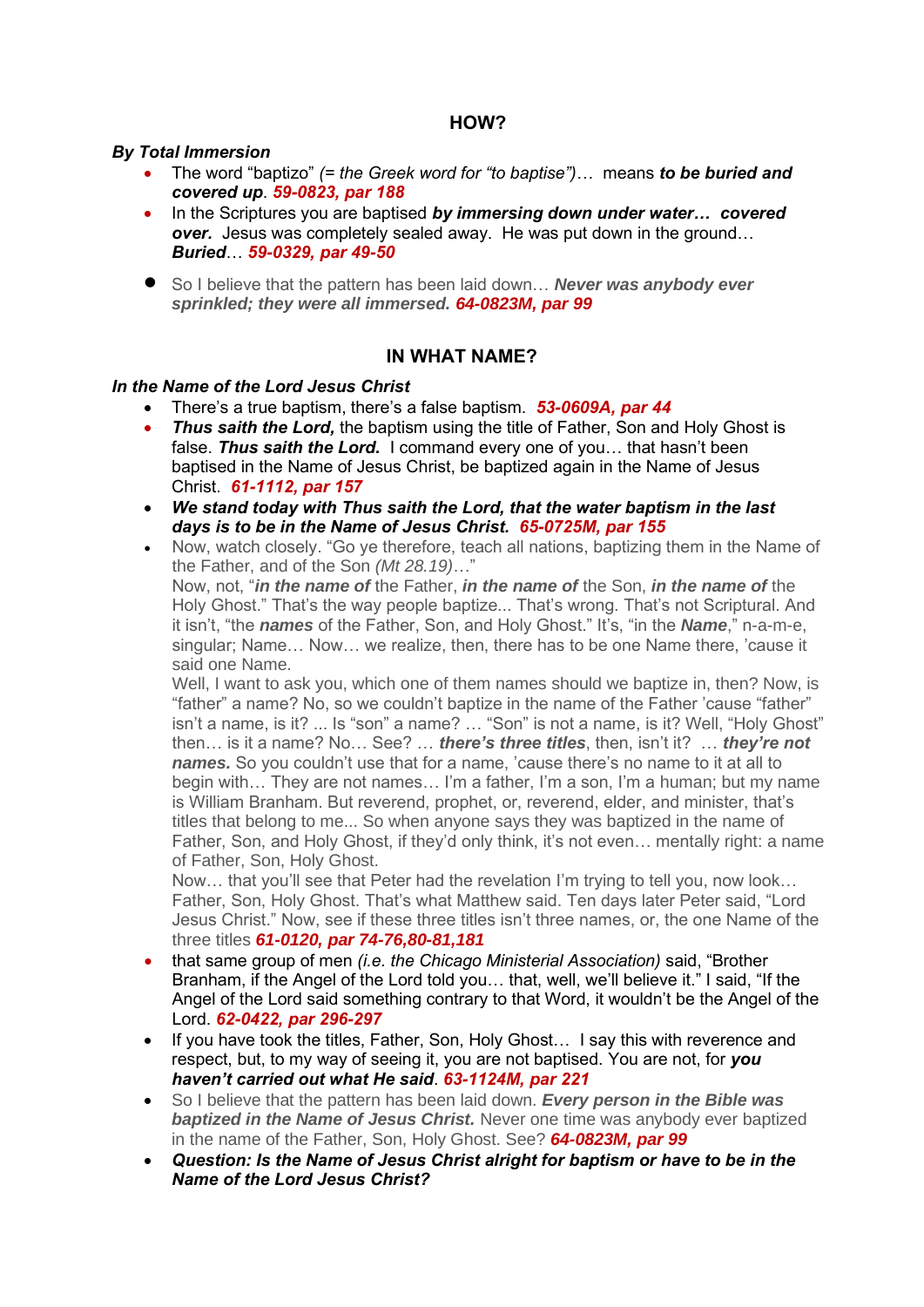## HOW?

***By Total Immersion***

- The word "baptizo" *(= the Greek word for "to baptise")*… means ***to be buried and covered up***. ***59-0823, par 188***
- In the Scriptures you are baptised ***by immersing down under water… covered over.*** Jesus was completely sealed away. He was put down in the ground… ***Buried***… ***59-0329, par 49-50***
- So I believe that the pattern has been laid down… ***Never was anybody ever sprinkled; they were all immersed. 64-0823M, par 99***

## IN WHAT NAME?

***In the Name of the Lord Jesus Christ***

- There's a true baptism, there's a false baptism. ***53-0609A, par 44***
- ***Thus saith the Lord,*** the baptism using the title of Father, Son and Holy Ghost is false. ***Thus saith the Lord.*** I command every one of you… that hasn't been baptised in the Name of Jesus Christ, be baptized again in the Name of Jesus Christ. ***61-1112, par 157***
- ***We stand today with Thus saith the Lord, that the water baptism in the last days is to be in the Name of Jesus Christ. 65-0725M, par 155***
- Now, watch closely. "Go ye therefore, teach all nations, baptizing them in the Name of the Father, and of the Son *(Mt 28.19)*…"
  Now, not, "***in the name of*** the Father, ***in the name of*** the Son, ***in the name of*** the Holy Ghost." That's the way people baptize... That's wrong. That's not Scriptural. And it isn't, "the ***names*** of the Father, Son, and Holy Ghost." It's, "in the ***Name***," n-a-m-e, singular; Name… Now… we realize, then, there has to be one Name there, 'cause it said one Name.
  Well, I want to ask you, which one of them names should we baptize in, then? Now, is "father" a name? No, so we couldn't baptize in the name of the Father 'cause "father" isn't a name, is it? ... Is "son" a name? … "Son" is not a name, is it? Well, "Holy Ghost" then… is it a name? No… See? … ***there's three titles***, then, isn't it? … ***they're not names.*** So you couldn't use that for a name, 'cause there's no name to it at all to begin with… They are not names… I'm a father, I'm a son, I'm a human; but my name is William Branham. But reverend, prophet, or, reverend, elder, and minister, that's titles that belong to me... So when anyone says they was baptized in the name of Father, Son, and Holy Ghost, if they'd only think, it's not even… mentally right: a name of Father, Son, Holy Ghost.
  Now… that you'll see that Peter had the revelation I'm trying to tell you, now look… Father, Son, Holy Ghost. That's what Matthew said. Ten days later Peter said, "Lord Jesus Christ." Now, see if these three titles isn't three names, or, the one Name of the three titles ***61-0120, par 74-76,80-81,181***
- that same group of men *(i.e. the Chicago Ministerial Association)* said, "Brother Branham, if the Angel of the Lord told you… that, well, we'll believe it." I said, "If the Angel of the Lord said something contrary to that Word, it wouldn't be the Angel of the Lord. ***62-0422, par 296-297***
- If you have took the titles, Father, Son, Holy Ghost… I say this with reverence and respect, but, to my way of seeing it, you are not baptised. You are not, for ***you haven't carried out what He said***. ***63-1124M, par 221***
- So I believe that the pattern has been laid down. ***Every person in the Bible was baptized in the Name of Jesus Christ.*** Never one time was anybody ever baptized in the name of the Father, Son, Holy Ghost. See? ***64-0823M, par 99***
- ***Question: Is the Name of Jesus Christ alright for baptism or have to be in the Name of the Lord Jesus Christ?***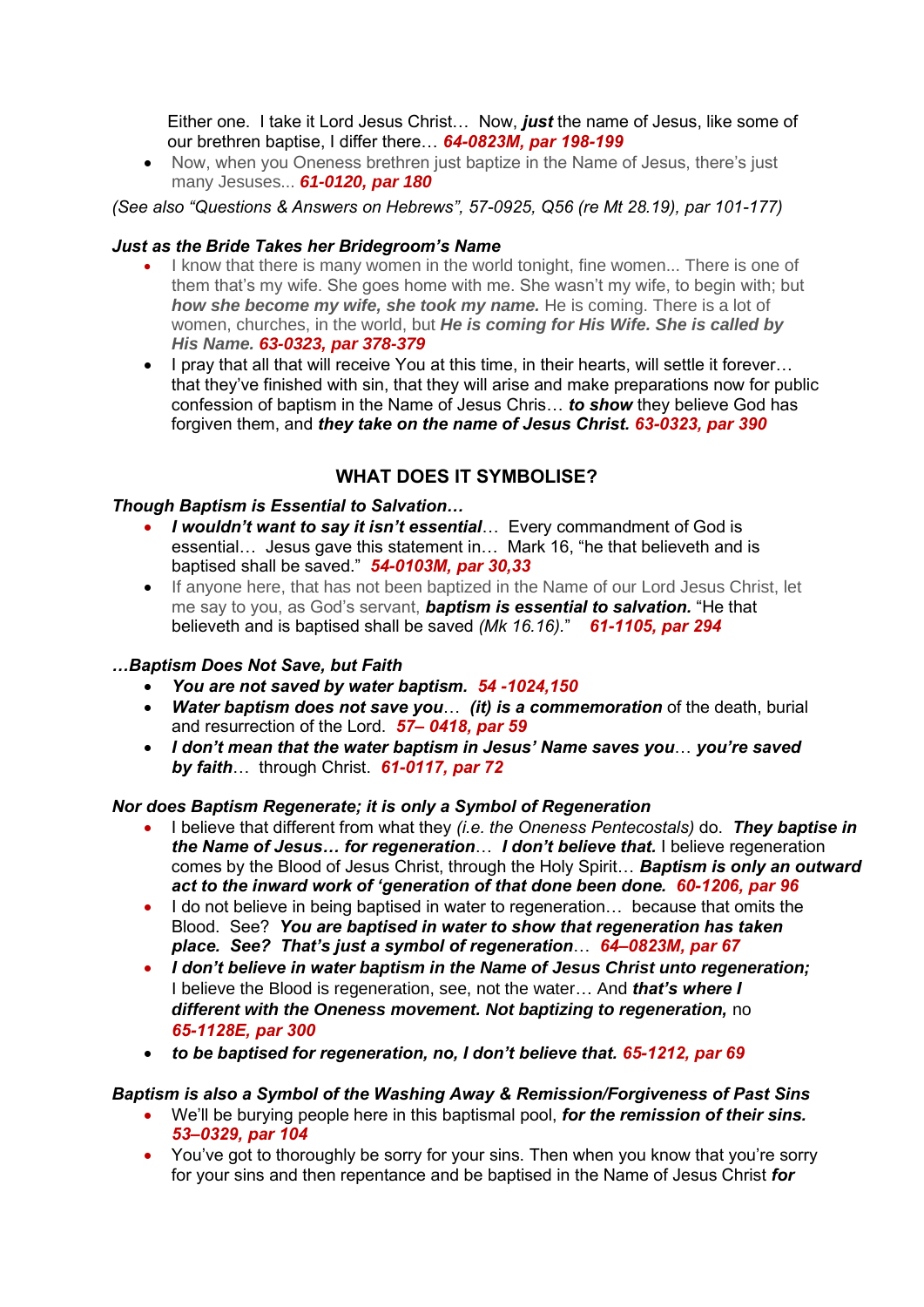Either one. I take it Lord Jesus Christ… Now, ***just*** the name of Jesus, like some of our brethren baptise, I differ there… ***64-0823M, par 198-199***

- Now, when you Oneness brethren just baptize in the Name of Jesus, there's just many Jesuses... ***61-0120, par 180***

*(See also "Questions & Answers on Hebrews", 57-0925, Q56 (re Mt 28.19), par 101-177)*

### *Just as the Bride Takes her Bridegroom's Name*

- I know that there is many women in the world tonight, fine women... There is one of them that's my wife. She goes home with me. She wasn't my wife, to begin with; but ***how she become my wife, she took my name.*** He is coming. There is a lot of women, churches, in the world, but ***He is coming for His Wife. She is called by His Name. 63-0323, par 378-379***
- I pray that all that will receive You at this time, in their hearts, will settle it forever… that they've finished with sin, that they will arise and make preparations now for public confession of baptism in the Name of Jesus Chris… ***to show*** they believe God has forgiven them, and ***they take on the name of Jesus Christ. 63-0323, par 390***

## WHAT DOES IT SYMBOLISE?

### *Though Baptism is Essential to Salvation…*

- ***I wouldn't want to say it isn't essential***… Every commandment of God is essential… Jesus gave this statement in… Mark 16, "he that believeth and is baptised shall be saved." ***54-0103M, par 30,33***
- If anyone here, that has not been baptized in the Name of our Lord Jesus Christ, let me say to you, as God's servant, ***baptism is essential to salvation.*** "He that believeth and is baptised shall be saved *(Mk 16.16)*." ***61-1105, par 294***

### *…Baptism Does Not Save, but Faith*

- ***You are not saved by water baptism. 54 -1024,150***
- ***Water baptism does not save you***… ***(it) is a commemoration*** of the death, burial and resurrection of the Lord. ***57– 0418, par 59***
- ***I don't mean that the water baptism in Jesus' Name saves you***… ***you're saved by faith***… through Christ. ***61-0117, par 72***

### *Nor does Baptism Regenerate; it is only a Symbol of Regeneration*

- I believe that different from what they *(i.e. the Oneness Pentecostals)* do. ***They baptise in the Name of Jesus… for regeneration***… ***I don't believe that.*** I believe regeneration comes by the Blood of Jesus Christ, through the Holy Spirit… ***Baptism is only an outward act to the inward work of 'generation of that done been done. 60-1206, par 96***
- I do not believe in being baptised in water to regeneration… because that omits the Blood. See? ***You are baptised in water to show that regeneration has taken place. See? That's just a symbol of regeneration***… ***64–0823M, par 67***
- ***I don't believe in water baptism in the Name of Jesus Christ unto regeneration;*** I believe the Blood is regeneration, see, not the water… And ***that's where I different with the Oneness movement. Not baptizing to regeneration,*** no ***65-1128E, par 300***
- ***to be baptised for regeneration, no, I don't believe that. 65-1212, par 69***

### *Baptism is also a Symbol of the Washing Away & Remission/Forgiveness of Past Sins*

- We'll be burying people here in this baptismal pool, ***for the remission of their sins. 53–0329, par 104***
- You've got to thoroughly be sorry for your sins. Then when you know that you're sorry for your sins and then repentance and be baptised in the Name of Jesus Christ ***for***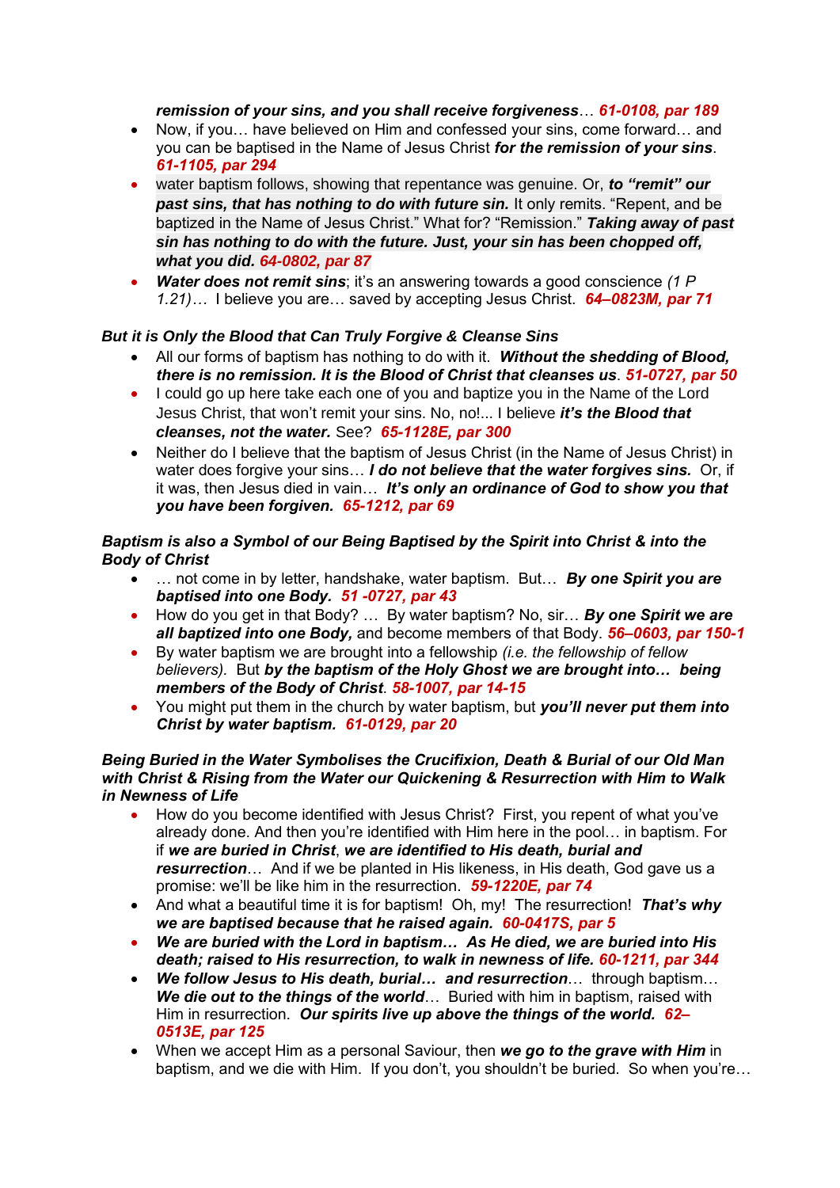***remission of your sins, and you shall receive forgiveness***… ***61-0108, par 189***

- Now, if you… have believed on Him and confessed your sins, come forward… and you can be baptised in the Name of Jesus Christ ***for the remission of your sins***. ***61-1105, par 294***
- water baptism follows, showing that repentance was genuine. Or, ***to "remit" our past sins, that has nothing to do with future sin.*** It only remits. "Repent, and be baptized in the Name of Jesus Christ." What for? "Remission." ***Taking away of past sin has nothing to do with the future. Just, your sin has been chopped off, what you did. 64-0802, par 87***
- ***Water does not remit sins***; it's an answering towards a good conscience *(1 P 1.21)…* I believe you are… saved by accepting Jesus Christ. ***64–0823M, par 71***

***But it is Only the Blood that Can Truly Forgive & Cleanse Sins***

- All our forms of baptism has nothing to do with it. ***Without the shedding of Blood, there is no remission. It is the Blood of Christ that cleanses us***. ***51-0727, par 50***
- I could go up here take each one of you and baptize you in the Name of the Lord Jesus Christ, that won't remit your sins. No, no!... I believe ***it's the Blood that cleanses, not the water.*** See? ***65-1128E, par 300***
- Neither do I believe that the baptism of Jesus Christ (in the Name of Jesus Christ) in water does forgive your sins… ***I do not believe that the water forgives sins.*** Or, if it was, then Jesus died in vain… ***It's only an ordinance of God to show you that you have been forgiven. 65-1212, par 69***

***Baptism is also a Symbol of our Being Baptised by the Spirit into Christ & into the Body of Christ***

- … not come in by letter, handshake, water baptism. But… ***By one Spirit you are baptised into one Body. 51 -0727, par 43***
- How do you get in that Body? … By water baptism? No, sir… ***By one Spirit we are all baptized into one Body,*** and become members of that Body. ***56–0603, par 150-1***
- By water baptism we are brought into a fellowship *(i.e. the fellowship of fellow believers).* But ***by the baptism of the Holy Ghost we are brought into… being members of the Body of Christ***. ***58-1007, par 14-15***
- You might put them in the church by water baptism, but ***you'll never put them into Christ by water baptism. 61-0129, par 20***

***Being Buried in the Water Symbolises the Crucifixion, Death & Burial of our Old Man with Christ & Rising from the Water our Quickening & Resurrection with Him to Walk in Newness of Life***

- How do you become identified with Jesus Christ? First, you repent of what you've already done. And then you're identified with Him here in the pool… in baptism. For if ***we are buried in Christ***, ***we are identified to His death, burial and resurrection***… And if we be planted in His likeness, in His death, God gave us a promise: we'll be like him in the resurrection. ***59-1220E, par 74***
- And what a beautiful time it is for baptism! Oh, my! The resurrection! ***That's why we are baptised because that he raised again. 60-0417S, par 5***
- ***We are buried with the Lord in baptism… As He died, we are buried into His death; raised to His resurrection, to walk in newness of life. 60-1211, par 344***
- ***We follow Jesus to His death, burial… and resurrection***… through baptism… ***We die out to the things of the world***… Buried with him in baptism, raised with Him in resurrection. ***Our spirits live up above the things of the world. 62–0513E, par 125***
- When we accept Him as a personal Saviour, then ***we go to the grave with Him*** in baptism, and we die with Him. If you don't, you shouldn't be buried. So when you're…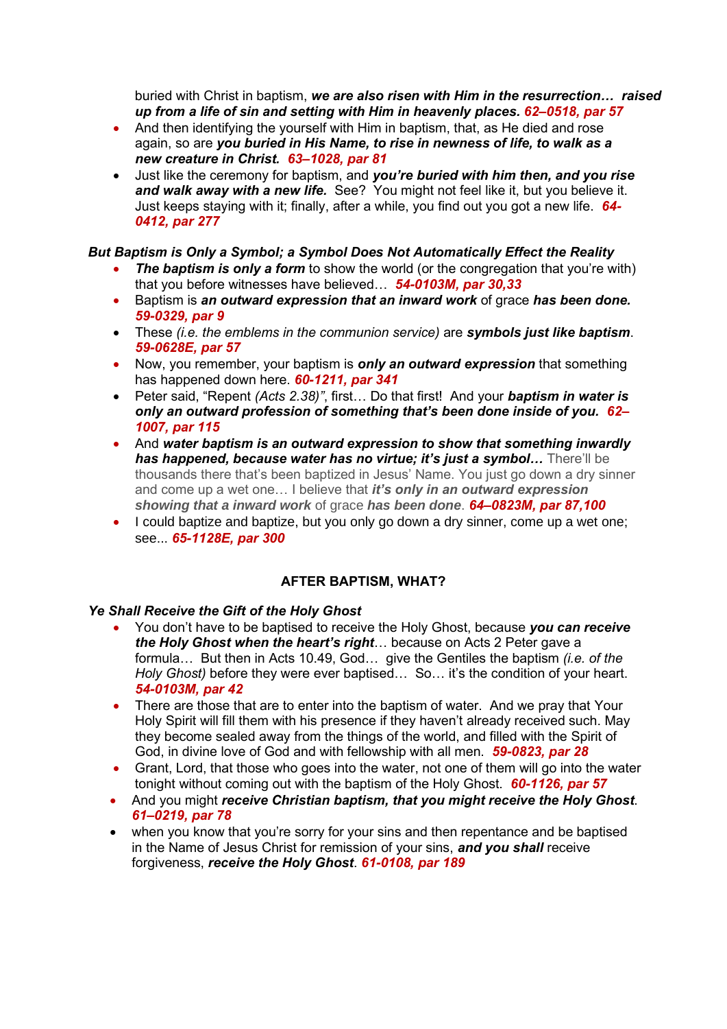buried with Christ in baptism, ***we are also risen with Him in the resurrection… raised up from a life of sin and setting with Him in heavenly places. 62–0518, par 57***

- And then identifying the yourself with Him in baptism, that, as He died and rose again, so are ***you buried in His Name, to rise in newness of life, to walk as a new creature in Christ.*** ***63–1028, par 81***
- Just like the ceremony for baptism, and ***you're buried with him then, and you rise and walk away with a new life.*** See? You might not feel like it, but you believe it. Just keeps staying with it; finally, after a while, you find out you got a new life. ***64-0412, par 277***

***But Baptism is Only a Symbol; a Symbol Does Not Automatically Effect the Reality***

- ***The baptism is only a form*** to show the world (or the congregation that you're with) that you before witnesses have believed… ***54-0103M, par 30,33***
- Baptism is ***an outward expression that an inward work*** of grace ***has been done.*** ***59-0329, par 9***
- These *(i.e. the emblems in the communion service)* are ***symbols just like baptism***. ***59-0628E, par 57***
- Now, you remember, your baptism is ***only an outward expression*** that something has happened down here. ***60-1211, par 341***
- Peter said, "Repent *(Acts 2.38)"*, first… Do that first! And your ***baptism in water is only an outward profession of something that's been done inside of you. 62–1007, par 115***
- And ***water baptism is an outward expression to show that something inwardly has happened, because water has no virtue; it's just a symbol…*** There'll be thousands there that's been baptized in Jesus' Name. You just go down a dry sinner and come up a wet one… I believe that ***it's only in an outward expression showing that a inward work*** of grace ***has been done***. ***64–0823M, par 87,100***
- I could baptize and baptize, but you only go down a dry sinner, come up a wet one; see... ***65-1128E, par 300***

## AFTER BAPTISM, WHAT?

***Ye Shall Receive the Gift of the Holy Ghost***

- You don't have to be baptised to receive the Holy Ghost, because ***you can receive the Holy Ghost when the heart's right***… because on Acts 2 Peter gave a formula… But then in Acts 10.49, God… give the Gentiles the baptism *(i.e. of the Holy Ghost)* before they were ever baptised… So… it's the condition of your heart. ***54-0103M, par 42***
- There are those that are to enter into the baptism of water. And we pray that Your Holy Spirit will fill them with his presence if they haven't already received such. May they become sealed away from the things of the world, and filled with the Spirit of God, in divine love of God and with fellowship with all men. ***59-0823, par 28***
- Grant, Lord, that those who goes into the water, not one of them will go into the water tonight without coming out with the baptism of the Holy Ghost. ***60-1126, par 57***
- And you might ***receive Christian baptism, that you might receive the Holy Ghost***. ***61–0219, par 78***
- when you know that you're sorry for your sins and then repentance and be baptised in the Name of Jesus Christ for remission of your sins, ***and you shall*** receive forgiveness, ***receive the Holy Ghost***. ***61-0108, par 189***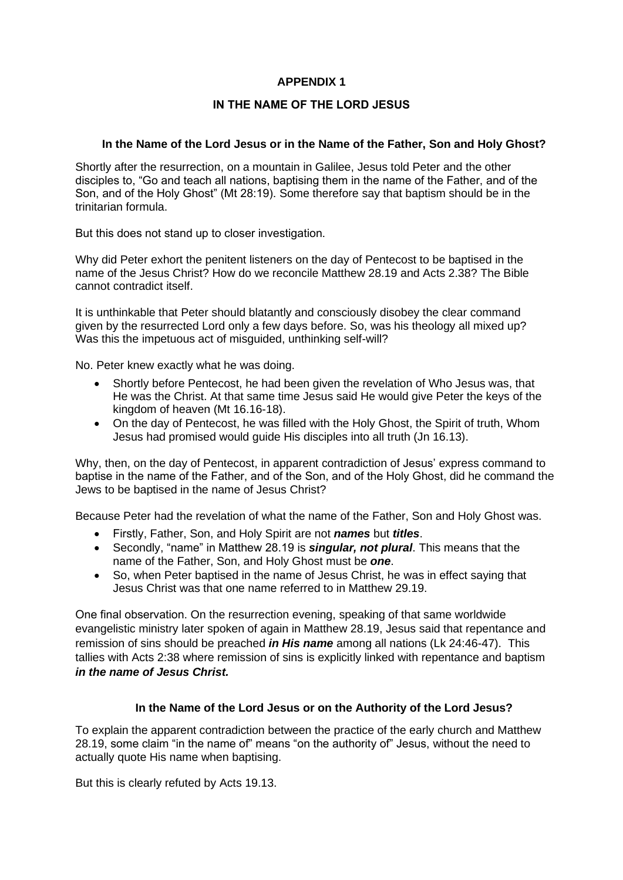**APPENDIX 1**

**IN THE NAME OF THE LORD JESUS**

**In the Name of the Lord Jesus or in the Name of the Father, Son and Holy Ghost?**

Shortly after the resurrection, on a mountain in Galilee, Jesus told Peter and the other disciples to, "Go and teach all nations, baptising them in the name of the Father, and of the Son, and of the Holy Ghost" (Mt 28:19). Some therefore say that baptism should be in the trinitarian formula.

But this does not stand up to closer investigation.

Why did Peter exhort the penitent listeners on the day of Pentecost to be baptised in the name of the Jesus Christ? How do we reconcile Matthew 28.19 and Acts 2.38? The Bible cannot contradict itself.

It is unthinkable that Peter should blatantly and consciously disobey the clear command given by the resurrected Lord only a few days before. So, was his theology all mixed up? Was this the impetuous act of misguided, unthinking self-will?

No. Peter knew exactly what he was doing.

- Shortly before Pentecost, he had been given the revelation of Who Jesus was, that He was the Christ. At that same time Jesus said He would give Peter the keys of the kingdom of heaven (Mt 16.16-18).
- On the day of Pentecost, he was filled with the Holy Ghost, the Spirit of truth, Whom Jesus had promised would guide His disciples into all truth (Jn 16.13).

Why, then, on the day of Pentecost, in apparent contradiction of Jesus' express command to baptise in the name of the Father, and of the Son, and of the Holy Ghost, did he command the Jews to be baptised in the name of Jesus Christ?

Because Peter had the revelation of what the name of the Father, Son and Holy Ghost was.

- Firstly, Father, Son, and Holy Spirit are not ***names*** but ***titles***.
- Secondly, "name" in Matthew 28.19 is ***singular, not plural***. This means that the name of the Father, Son, and Holy Ghost must be ***one***.
- So, when Peter baptised in the name of Jesus Christ, he was in effect saying that Jesus Christ was that one name referred to in Matthew 29.19.

One final observation. On the resurrection evening, speaking of that same worldwide evangelistic ministry later spoken of again in Matthew 28.19, Jesus said that repentance and remission of sins should be preached ***in His name*** among all nations (Lk 24:46-47). This tallies with Acts 2:38 where remission of sins is explicitly linked with repentance and baptism ***in the name of Jesus Christ.***

**In the Name of the Lord Jesus or on the Authority of the Lord Jesus?**

To explain the apparent contradiction between the practice of the early church and Matthew 28.19, some claim "in the name of" means "on the authority of" Jesus, without the need to actually quote His name when baptising.

But this is clearly refuted by Acts 19.13.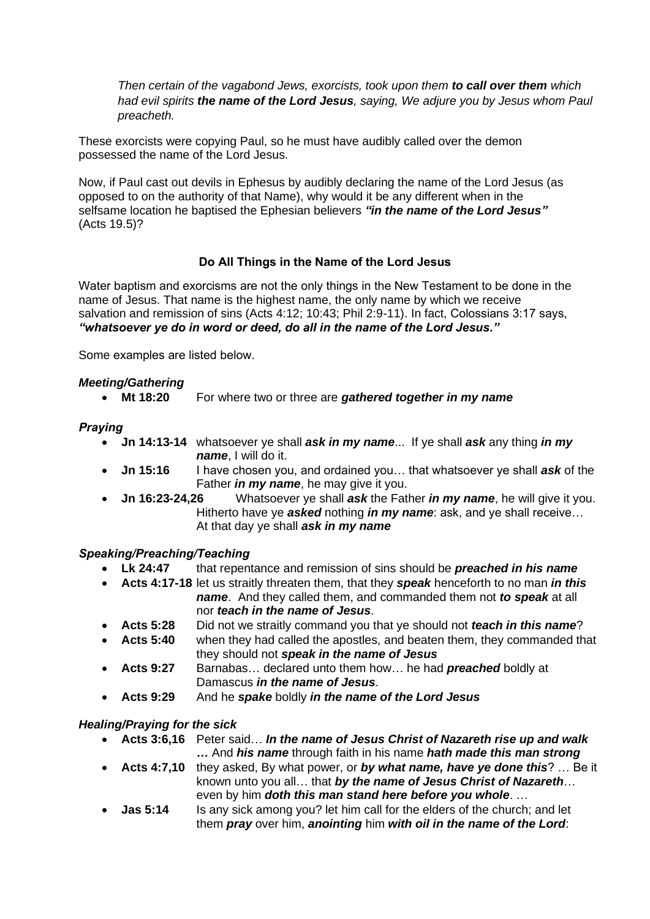> *Then certain of the vagabond Jews, exorcists, took upon them **to call over them** which had evil spirits **the name of the Lord Jesus**, saying, We adjure you by Jesus whom Paul preacheth.*

These exorcists were copying Paul, so he must have audibly called over the demon possessed the name of the Lord Jesus.

Now, if Paul cast out devils in Ephesus by audibly declaring the name of the Lord Jesus (as opposed to on the authority of that Name), why would it be any different when in the selfsame location he baptised the Ephesian believers ***"in the name of the Lord Jesus"*** (Acts 19.5)?

### Do All Things in the Name of the Lord Jesus

Water baptism and exorcisms are not the only things in the New Testament to be done in the name of Jesus. That name is the highest name, the only name by which we receive salvation and remission of sins (Acts 4:12; 10:43; Phil 2:9-11). In fact, Colossians 3:17 says, ***"whatsoever ye do in word or deed, do all in the name of the Lord Jesus."***

Some examples are listed below.

***Meeting/Gathering***

- **Mt 18:20** For where two or three are ***gathered together in my name***

***Praying***

- **Jn 14:13-14** whatsoever ye shall ***ask in my name***... If ye shall ***ask*** any thing ***in my name***, I will do it.
- **Jn 15:16** I have chosen you, and ordained you… that whatsoever ye shall ***ask*** of the Father ***in my name***, he may give it you.
- **Jn 16:23-24,26** Whatsoever ye shall ***ask*** the Father ***in my name***, he will give it you. Hitherto have ye ***asked*** nothing ***in my name***: ask, and ye shall receive… At that day ye shall ***ask in my name***

***Speaking/Preaching/Teaching***

- **Lk 24:47** that repentance and remission of sins should be ***preached in his name***
- **Acts 4:17-18** let us straitly threaten them, that they ***speak*** henceforth to no man ***in this name***. And they called them, and commanded them not ***to speak*** at all nor ***teach in the name of Jesus***.
- **Acts 5:28** Did not we straitly command you that ye should not ***teach in this name***?
- **Acts 5:40** when they had called the apostles, and beaten them, they commanded that they should not ***speak in the name of Jesus***
- **Acts 9:27** Barnabas… declared unto them how… he had ***preached*** boldly at Damascus ***in the name of Jesus***.
- **Acts 9:29** And he ***spake*** boldly ***in the name of the Lord Jesus***

***Healing/Praying for the sick***

- **Acts 3:6,16** Peter said… ***In the name of Jesus Christ of Nazareth rise up and walk …*** And ***his name*** through faith in his name ***hath made this man strong***
- **Acts 4:7,10** they asked, By what power, or ***by what name, have ye done this***? … Be it known unto you all… that ***by the name of Jesus Christ of Nazareth***… even by him ***doth this man stand here before you whole***. …
- **Jas 5:14** Is any sick among you? let him call for the elders of the church; and let them ***pray*** over him, ***anointing*** him ***with oil in the name of the Lord***: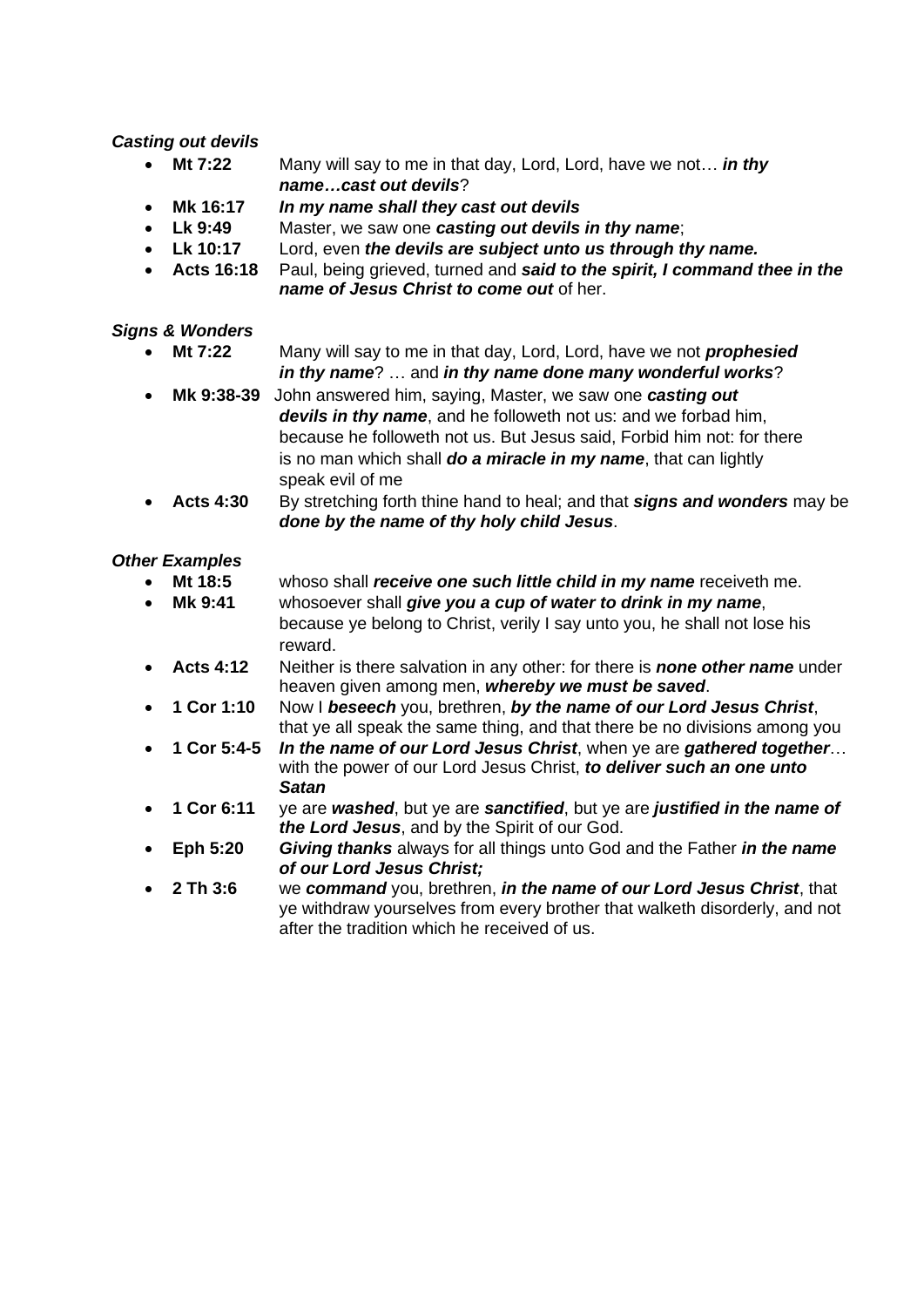***Casting out devils***

- **Mt 7:22** Many will say to me in that day, Lord, Lord, have we not… ***in thy name…cast out devils***?
- **Mk 16:17** ***In my name shall they cast out devils***
- **Lk 9:49** Master, we saw one ***casting out devils in thy name***;
- **Lk 10:17** Lord, even ***the devils are subject unto us through thy name.***
- **Acts 16:18** Paul, being grieved, turned and ***said to the spirit, I command thee in the name of Jesus Christ to come out*** of her.

***Signs & Wonders***

- **Mt 7:22** Many will say to me in that day, Lord, Lord, have we not ***prophesied in thy name***? … and ***in thy name done many wonderful works***?
- **Mk 9:38-39** John answered him, saying, Master, we saw one ***casting out devils in thy name***, and he followeth not us: and we forbad him, because he followeth not us. But Jesus said, Forbid him not: for there is no man which shall ***do a miracle in my name***, that can lightly speak evil of me
- **Acts 4:30** By stretching forth thine hand to heal; and that ***signs and wonders*** may be ***done by the name of thy holy child Jesus***.

***Other Examples***

- **Mt 18:5** whoso shall ***receive one such little child in my name*** receiveth me.
- **Mk 9:41** whosoever shall ***give you a cup of water to drink in my name***, because ye belong to Christ, verily I say unto you, he shall not lose his reward.
- **Acts 4:12** Neither is there salvation in any other: for there is ***none other name*** under heaven given among men, ***whereby we must be saved***.
- **1 Cor 1:10** Now I ***beseech*** you, brethren, ***by the name of our Lord Jesus Christ***, that ye all speak the same thing, and that there be no divisions among you
- **1 Cor 5:4-5** ***In the name of our Lord Jesus Christ***, when ye are ***gathered together***… with the power of our Lord Jesus Christ, ***to deliver such an one unto Satan***
- **1 Cor 6:11** ye are ***washed***, but ye are ***sanctified***, but ye are ***justified in the name of the Lord Jesus***, and by the Spirit of our God.
- **Eph 5:20** ***Giving thanks*** always for all things unto God and the Father ***in the name of our Lord Jesus Christ;***
- **2 Th 3:6** we ***command*** you, brethren, ***in the name of our Lord Jesus Christ***, that ye withdraw yourselves from every brother that walketh disorderly, and not after the tradition which he received of us.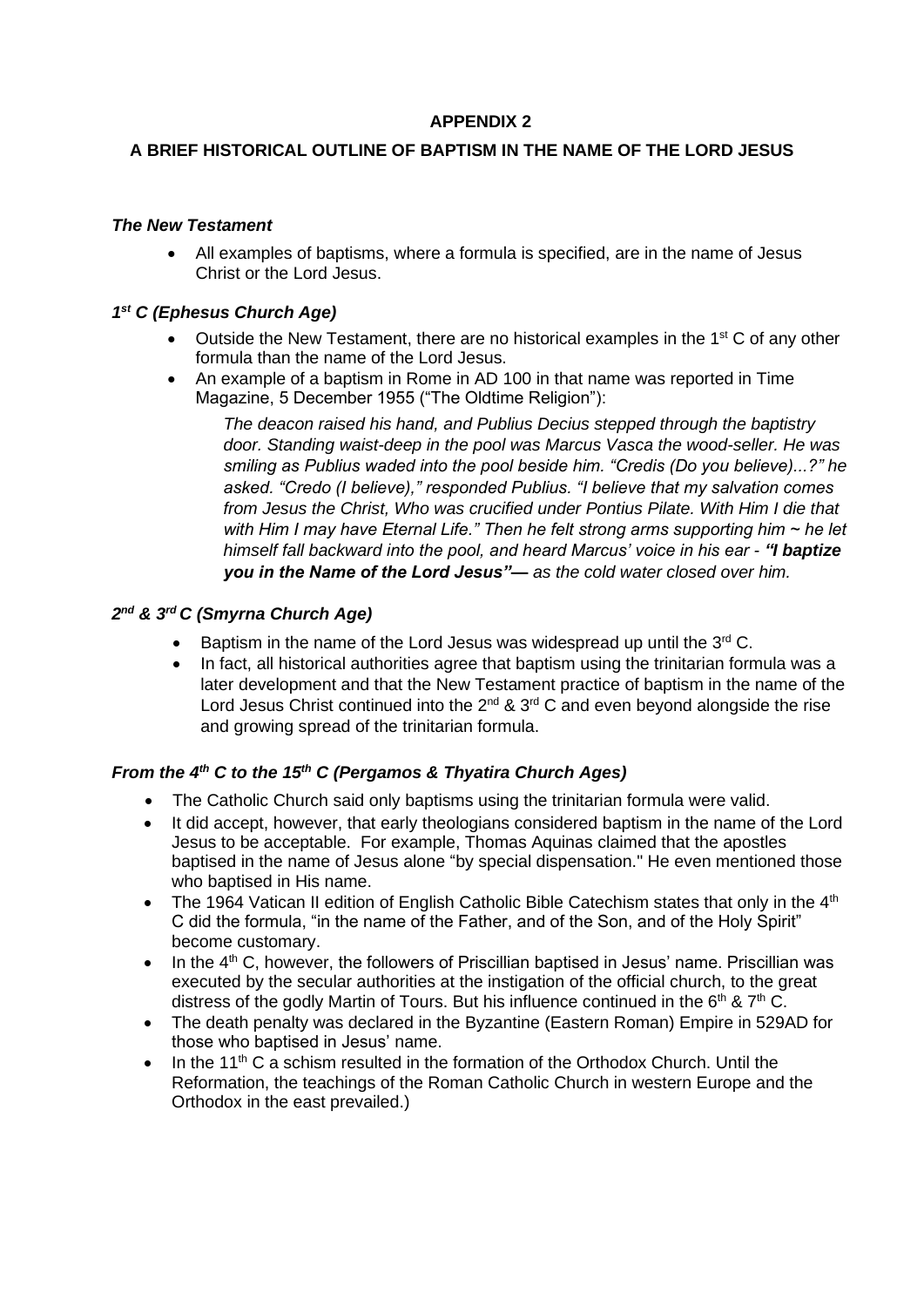**APPENDIX 2**

**A BRIEF HISTORICAL OUTLINE OF BAPTISM IN THE NAME OF THE LORD JESUS**

***The New Testament***

- All examples of baptisms, where a formula is specified, are in the name of Jesus Christ or the Lord Jesus.

***1st C (Ephesus Church Age)***

- Outside the New Testament, there are no historical examples in the 1st C of any other formula than the name of the Lord Jesus.
- An example of a baptism in Rome in AD 100 in that name was reported in Time Magazine, 5 December 1955 ("The Oldtime Religion"):

  *The deacon raised his hand, and Publius Decius stepped through the baptistry door. Standing waist-deep in the pool was Marcus Vasca the wood-seller. He was smiling as Publius waded into the pool beside him. "Credis (Do you believe)...?" he asked. "Credo (I believe)," responded Publius. "I believe that my salvation comes from Jesus the Christ, Who was crucified under Pontius Pilate. With Him I die that with Him I may have Eternal Life." Then he felt strong arms supporting him ~ he let himself fall backward into the pool, and heard Marcus' voice in his ear -* ***"I baptize you in the Name of the Lord Jesus"—*** *as the cold water closed over him.*

***2nd & 3rd C (Smyrna Church Age)***

- Baptism in the name of the Lord Jesus was widespread up until the 3rd C.
- In fact, all historical authorities agree that baptism using the trinitarian formula was a later development and that the New Testament practice of baptism in the name of the Lord Jesus Christ continued into the 2nd & 3rd C and even beyond alongside the rise and growing spread of the trinitarian formula.

***From the 4th C to the 15th C (Pergamos & Thyatira Church Ages)***

- The Catholic Church said only baptisms using the trinitarian formula were valid.
- It did accept, however, that early theologians considered baptism in the name of the Lord Jesus to be acceptable. For example, Thomas Aquinas claimed that the apostles baptised in the name of Jesus alone "by special dispensation." He even mentioned those who baptised in His name.
- The 1964 Vatican II edition of English Catholic Bible Catechism states that only in the 4th C did the formula, "in the name of the Father, and of the Son, and of the Holy Spirit" become customary.
- In the 4th C, however, the followers of Priscillian baptised in Jesus' name. Priscillian was executed by the secular authorities at the instigation of the official church, to the great distress of the godly Martin of Tours. But his influence continued in the 6th & 7th C.
- The death penalty was declared in the Byzantine (Eastern Roman) Empire in 529AD for those who baptised in Jesus' name.
- In the 11th C a schism resulted in the formation of the Orthodox Church. Until the Reformation, the teachings of the Roman Catholic Church in western Europe and the Orthodox in the east prevailed.)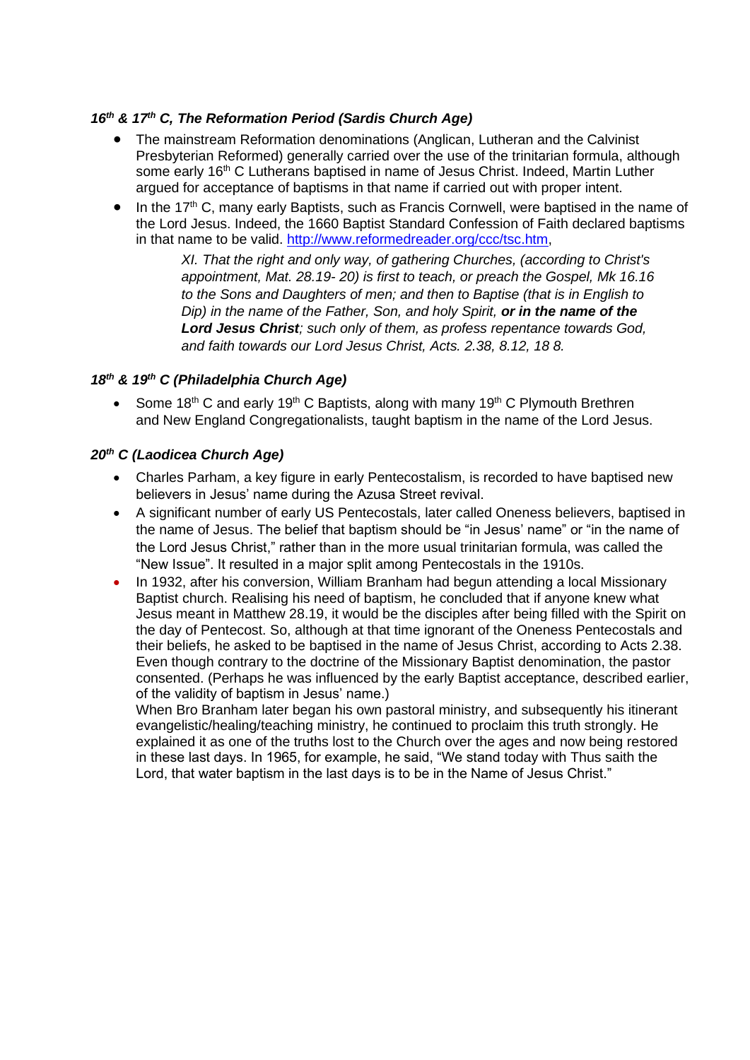### *16th & 17th C, The Reformation Period (Sardis Church Age)*

- The mainstream Reformation denominations (Anglican, Lutheran and the Calvinist Presbyterian Reformed) generally carried over the use of the trinitarian formula, although some early 16th C Lutherans baptised in name of Jesus Christ. Indeed, Martin Luther argued for acceptance of baptisms in that name if carried out with proper intent.
- In the 17th C, many early Baptists, such as Francis Cornwell, were baptised in the name of the Lord Jesus. Indeed, the 1660 Baptist Standard Confession of Faith declared baptisms in that name to be valid. http://www.reformedreader.org/ccc/tsc.htm,

  > *XI. That the right and only way, of gathering Churches, (according to Christ's appointment, Mat. 28.19- 20) is first to teach, or preach the Gospel, Mk 16.16 to the Sons and Daughters of men; and then to Baptise (that is in English to Dip) in the name of the Father, Son, and holy Spirit,* ***or in the name of the Lord Jesus Christ****; such only of them, as profess repentance towards God, and faith towards our Lord Jesus Christ, Acts. 2.38, 8.12, 18 8.*

### *18th & 19th C (Philadelphia Church Age)*

- Some 18th C and early 19th C Baptists, along with many 19th C Plymouth Brethren and New England Congregationalists, taught baptism in the name of the Lord Jesus.

### *20th C (Laodicea Church Age)*

- Charles Parham, a key figure in early Pentecostalism, is recorded to have baptised new believers in Jesus' name during the Azusa Street revival.
- A significant number of early US Pentecostals, later called Oneness believers, baptised in the name of Jesus. The belief that baptism should be "in Jesus' name" or "in the name of the Lord Jesus Christ," rather than in the more usual trinitarian formula, was called the "New Issue". It resulted in a major split among Pentecostals in the 1910s.
- In 1932, after his conversion, William Branham had begun attending a local Missionary Baptist church. Realising his need of baptism, he concluded that if anyone knew what Jesus meant in Matthew 28.19, it would be the disciples after being filled with the Spirit on the day of Pentecost. So, although at that time ignorant of the Oneness Pentecostals and their beliefs, he asked to be baptised in the name of Jesus Christ, according to Acts 2.38. Even though contrary to the doctrine of the Missionary Baptist denomination, the pastor consented. (Perhaps he was influenced by the early Baptist acceptance, described earlier, of the validity of baptism in Jesus' name.)

  When Bro Branham later began his own pastoral ministry, and subsequently his itinerant evangelistic/healing/teaching ministry, he continued to proclaim this truth strongly. He explained it as one of the truths lost to the Church over the ages and now being restored in these last days. In 1965, for example, he said, "We stand today with Thus saith the Lord, that water baptism in the last days is to be in the Name of Jesus Christ."